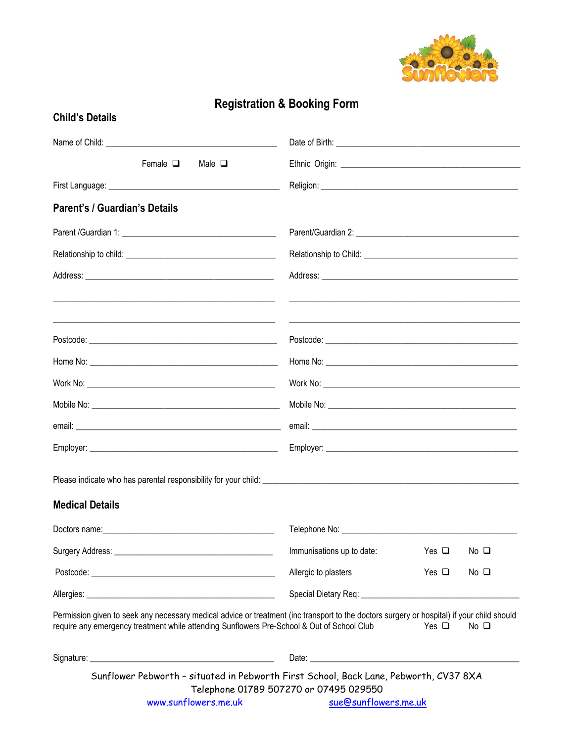# Registration & Booking Form

## Child's Details

Name of Child: ________________________________________ Date of Birth: ________________________________________

Female ❑ Male ❑ Ethnic Origin: ________________________________________

First Language: ________________________________________ Religion: ________________________________________

## Parent's / Guardian's Details

Parent /Guardian 1: ________________________________ Parent/Guardian 2: ________________________________

Relationship to child: ________________________________ Relationship to Child: ________________________________

Address: ________________________________________ Address: ________________________________________

________________________________________ ________________________________________

________________________________________ ________________________________________

Postcode: ________________________________________ Postcode: ________________________________________

Home No: ________________________________________ Home No: ________________________________________

Work No: ________________________________________ Work No: ________________________________________

Mobile No: ________________________________________ Mobile No: ________________________________________

email: ________________________________________ email: ________________________________________

Employer: ________________________________________ Employer: ________________________________________

Please indicate who has parental responsibility for your child: ________________________________________

## Medical Details

Doctors name:________________________________________ Telephone No: ________________________________________

Surgery Address: ________________________________ Immunisations up to date: Yes ❑ No ❑

Postcode: ________________________________________ Allergic to plasters Yes ❑ No ❑

Allergies: ________________________________________ Special Dietary Req: ________________________________

Permission given to seek any necessary medical advice or treatment (inc transport to the doctors surgery or hospital) if your child should require any emergency treatment while attending Sunflowers Pre-School & Out of School Club Yes ❑ No ❑

Signature: ________________________________________ Date: ________________________________________

Sunflower Pebworth – situated in Pebworth First School, Back Lane, Pebworth, CV37 8XA
Telephone 01789 507270 or 07495 029550
www.sunflowers.me.uk sue@sunflowers.me.uk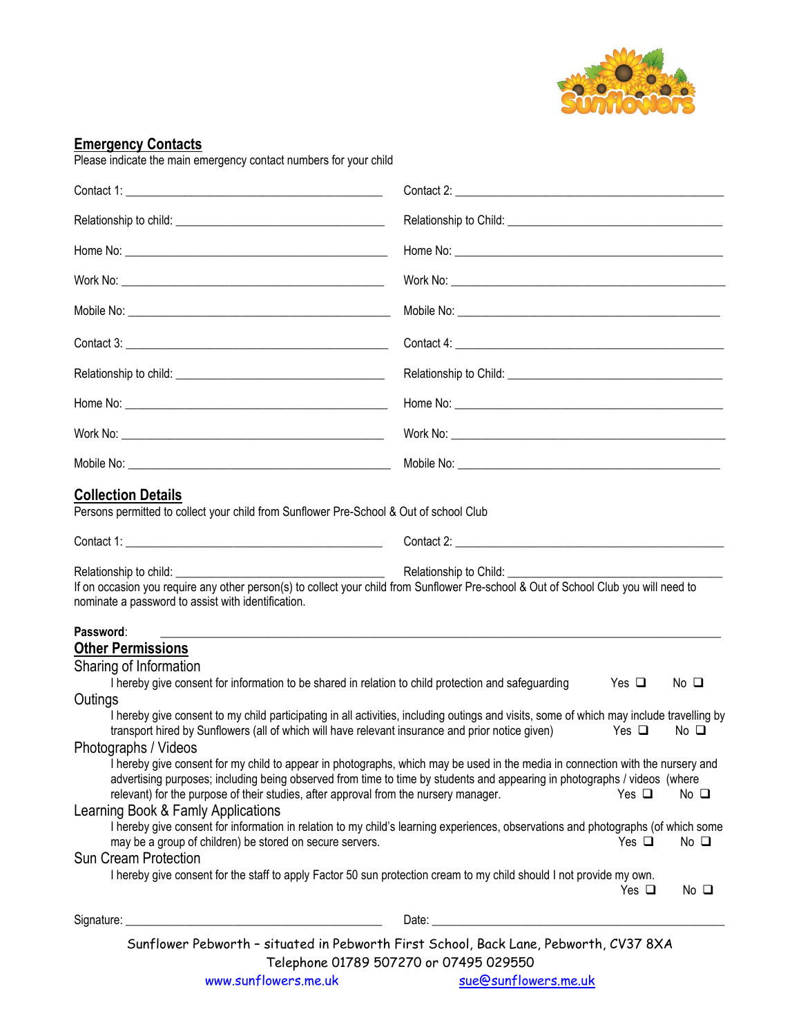## Emergency Contacts

Please indicate the main emergency contact numbers for your child

Contact 1: ___________________________________________ Contact 2: _____________________________________________

Relationship to child: ___________________________________ Relationship to Child: ____________________________________

Home No: ___________________________________________ Home No: _____________________________________________

Work No: ____________________________________________ Work No: _____________________________________________

Mobile No: ___________________________________________ Mobile No: ____________________________________________

Contact 3: ___________________________________________ Contact 4: _____________________________________________

Relationship to child: ___________________________________ Relationship to Child: ____________________________________

Home No: ___________________________________________ Home No: _____________________________________________

Work No: ____________________________________________ Work No: _____________________________________________

Mobile No: ___________________________________________ Mobile No: ____________________________________________

## Collection Details

Persons permitted to collect your child from Sunflower Pre-School & Out of school Club

Contact 1: ___________________________________________ Contact 2: _____________________________________________

Relationship to child: ___________________________________ Relationship to Child: ____________________________________

If on occasion you require any other person(s) to collect your child from Sunflower Pre-school & Out of School Club you will need to nominate a password to assist with identification.

**Password**: _____________________________________________________________________________________

## Other Permissions

### Sharing of Information

I hereby give consent for information to be shared in relation to child protection and safeguarding Yes ❑ No ❑

### Outings

I hereby give consent to my child participating in all activities, including outings and visits, some of which may include travelling by transport hired by Sunflowers (all of which will have relevant insurance and prior notice given) Yes ❑ No ❑

### Photographs / Videos

I hereby give consent for my child to appear in photographs, which may be used in the media in connection with the nursery and advertising purposes; including being observed from time to time by students and appearing in photographs / videos (where relevant) for the purpose of their studies, after approval from the nursery manager. Yes ❑ No ❑

### Learning Book & Famly Applications

I hereby give consent for information in relation to my child's learning experiences, observations and photographs (of which some may be a group of children) be stored on secure servers. Yes ❑ No ❑

### Sun Cream Protection

I hereby give consent for the staff to apply Factor 50 sun protection cream to my child should I not provide my own. Yes ❑ No ❑

Signature: ___________________________________________ Date: _______________________________________________

Sunflower Pebworth – situated in Pebworth First School, Back Lane, Pebworth, CV37 8XA

Telephone 01789 507270 or 07495 029550

www.sunflowers.me.uk sue@sunflowers.me.uk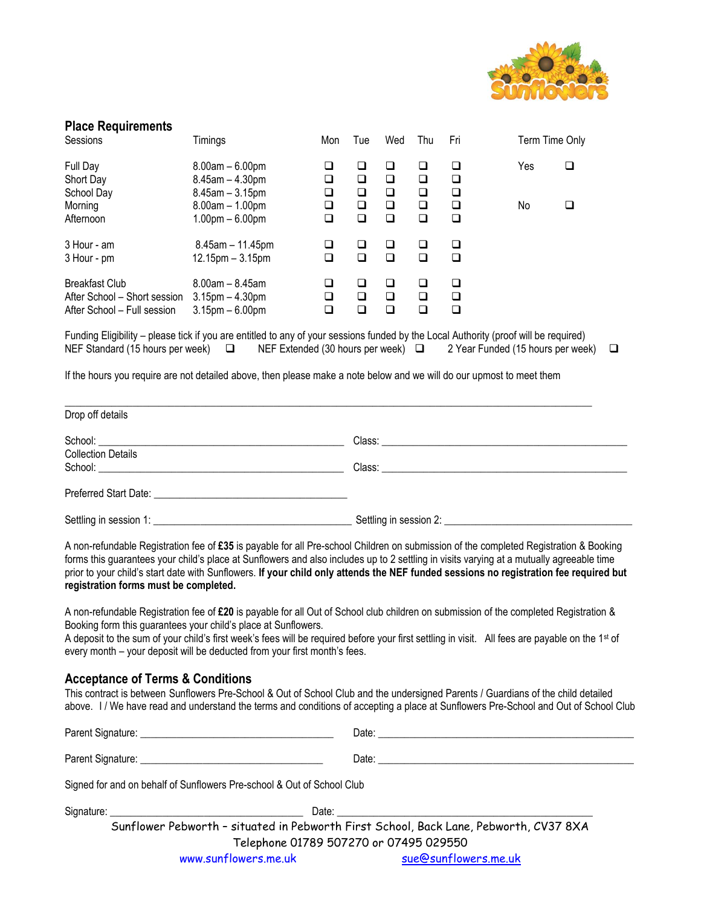## Place Requirements

| Sessions | Timings | Mon | Tue | Wed | Thu | Fri | Term Time Only | |
|---|---|---|---|---|---|---|---|---|
| Full Day | 8.00am – 6.00pm | ❑ | ❑ | ❑ | ❑ | ❑ | Yes | ❑ |
| Short Day | 8.45am – 4.30pm | ❑ | ❑ | ❑ | ❑ | ❑ | | |
| School Day | 8.45am – 3.15pm | ❑ | ❑ | ❑ | ❑ | ❑ | | |
| Morning | 8.00am – 1.00pm | ❑ | ❑ | ❑ | ❑ | ❑ | No | ❑ |
| Afternoon | 1.00pm – 6.00pm | ❑ | ❑ | ❑ | ❑ | ❑ | | |
| 3 Hour - am | 8.45am – 11.45pm | ❑ | ❑ | ❑ | ❑ | ❑ | | |
| 3 Hour - pm | 12.15pm – 3.15pm | ❑ | ❑ | ❑ | ❑ | ❑ | | |
| Breakfast Club | 8.00am – 8.45am | ❑ | ❑ | ❑ | ❑ | ❑ | | |
| After School – Short session | 3.15pm – 4.30pm | ❑ | ❑ | ❑ | ❑ | ❑ | | |
| After School – Full session | 3.15pm – 6.00pm | ❑ | ❑ | ❑ | ❑ | ❑ | | |

Funding Eligibility – please tick if you are entitled to any of your sessions funded by the Local Authority (proof will be required)
NEF Standard (15 hours per week) ❑ NEF Extended (30 hours per week) ❑ 2 Year Funded (15 hours per week) ❑

If the hours you require are not detailed above, then please make a note below and we will do our upmost to meet them

______________________________________________________________________________________

Drop off details

School: ______________________________ Class: ______________________________

Collection Details

School: ______________________________ Class: ______________________________

Preferred Start Date: ______________________________

Settling in session 1: ______________________________ Settling in session 2: ______________________________

A non-refundable Registration fee of **£35** is payable for all Pre-school Children on submission of the completed Registration & Booking forms this guarantees your child's place at Sunflowers and also includes up to 2 settling in visits varying at a mutually agreeable time prior to your child's start date with Sunflowers. **If your child only attends the NEF funded sessions no registration fee required but registration forms must be completed.**

A non-refundable Registration fee of **£20** is payable for all Out of School club children on submission of the completed Registration & Booking form this guarantees your child's place at Sunflowers.
A deposit to the sum of your child's first week's fees will be required before your first settling in visit. All fees are payable on the 1st of every month – your deposit will be deducted from your first month's fees.

## Acceptance of Terms & Conditions

This contract is between Sunflowers Pre-School & Out of School Club and the undersigned Parents / Guardians of the child detailed above. I / We have read and understand the terms and conditions of accepting a place at Sunflowers Pre-School and Out of School Club

Parent Signature: ______________________________ Date: ______________________________

Parent Signature: ______________________________ Date: ______________________________

Signed for and on behalf of Sunflowers Pre-school & Out of School Club

Signature: ______________________________ Date: ______________________________

Sunflower Pebworth - situated in Pebworth First School, Back Lane, Pebworth, CV37 8XA
Telephone 01789 507270 or 07495 029550
www.sunflowers.me.uk sue@sunflowers.me.uk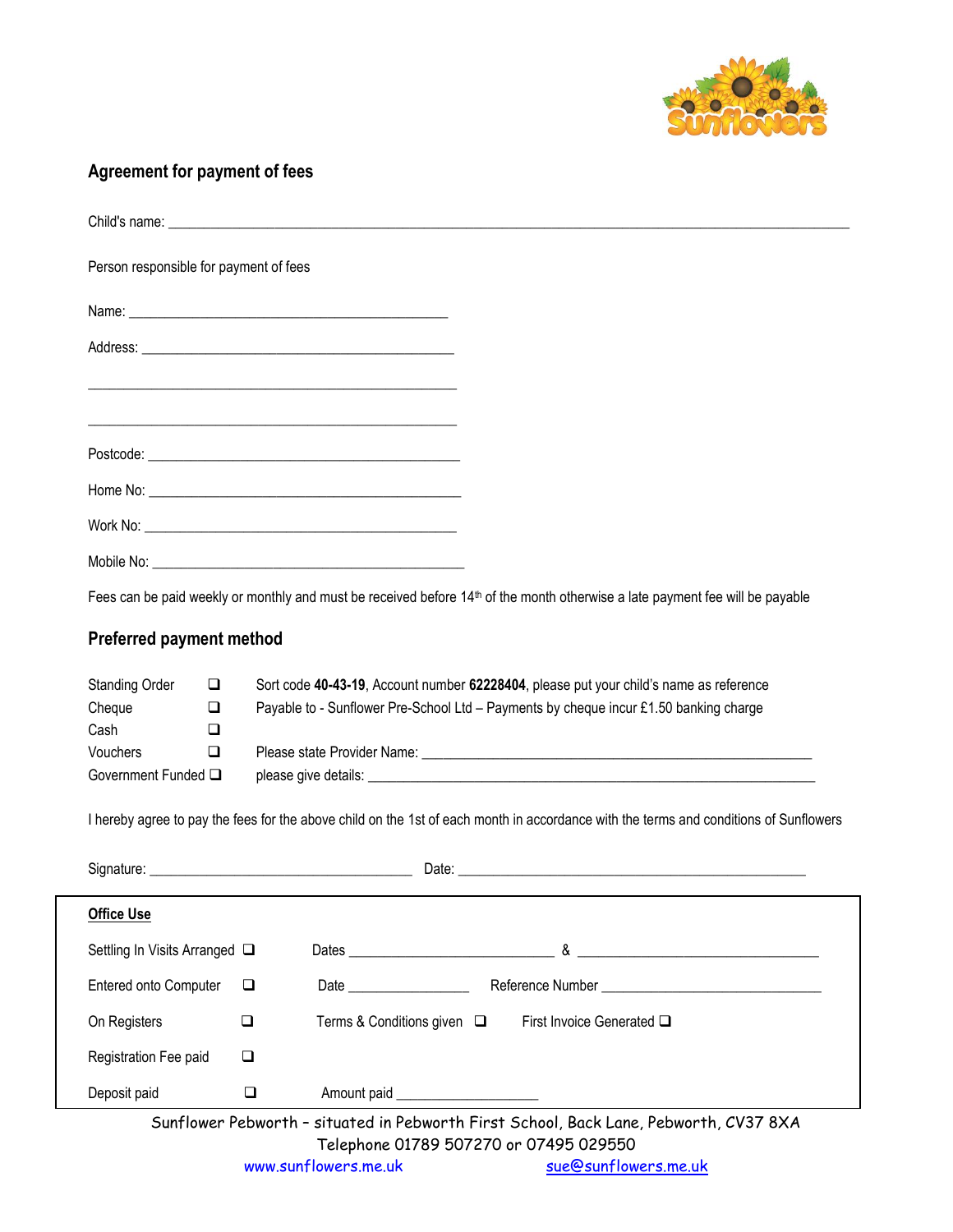## Agreement for payment of fees

Child's name: ______________________________________________________________

Person responsible for payment of fees

Name: ____________________________________

Address: ____________________________________

____________________________________________

____________________________________________

Postcode: ____________________________________

Home No: ____________________________________

Work No: ____________________________________

Mobile No: ____________________________________

Fees can be paid weekly or monthly and must be received before 14th of the month otherwise a late payment fee will be payable

## Preferred payment method

| | | |
|---|---|---|
| Standing Order | ❑ | Sort code **40-43-19**, Account number **62228404**, please put your child's name as reference |
| Cheque | ❑ | Payable to - Sunflower Pre-School Ltd – Payments by cheque incur £1.50 banking charge |
| Cash | ❑ | |
| Vouchers | ❑ | Please state Provider Name: ____________________________________ |
| Government Funded | ❑ | please give details: ____________________________________ |

I hereby agree to pay the fees for the above child on the 1st of each month in accordance with the terms and conditions of Sunflowers

Signature: ______________________________ Date: ______________________________

**Office Use**

Settling In Visits Arranged ❑ Dates ____________________ & ________________________

Entered onto Computer ❑ Date ______________ Reference Number ______________________

On Registers ❑ Terms & Conditions given ❑ First Invoice Generated ❑

Registration Fee paid ❑

Deposit paid ❑ Amount paid ______________

Sunflower Pebworth - situated in Pebworth First School, Back Lane, Pebworth, CV37 8XA
Telephone 01789 507270 or 07495 029550
www.sunflowers.me.uk sue@sunflowers.me.uk